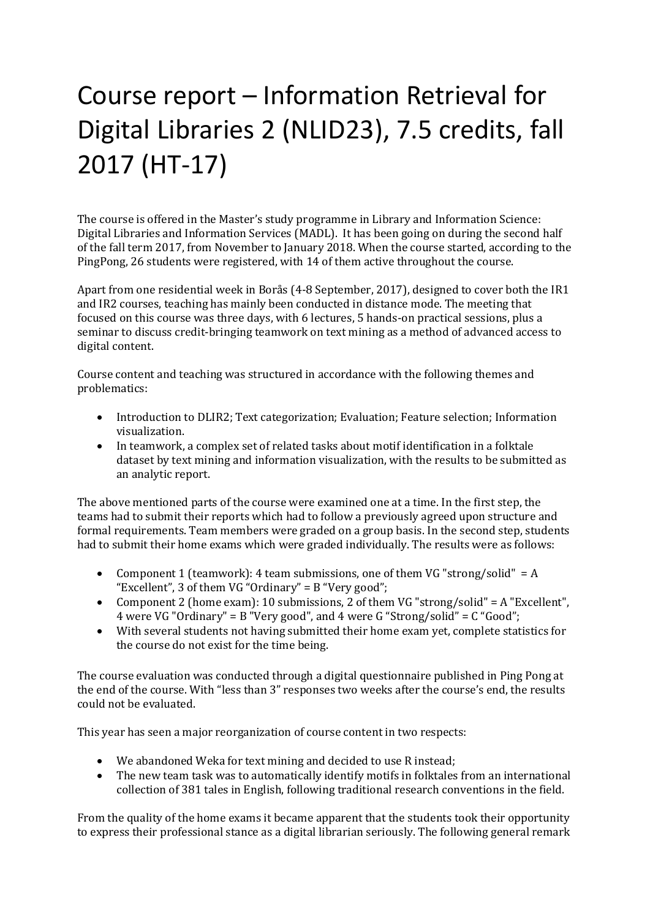# Course report – Information Retrieval for Digital Libraries 2 (NLID23), 7.5 credits, fall 2017 (HT-17)

The course is offered in the Master's study programme in Library and Information Science: Digital Libraries and Information Services (MADL). It has been going on during the second half of the fall term 2017, from November to January 2018. When the course started, according to the PingPong, 26 students were registered, with 14 of them active throughout the course.

Apart from one residential week in Borås (4-8 September, 2017), designed to cover both the IR1 and IR2 courses, teaching has mainly been conducted in distance mode. The meeting that focused on this course was three days, with 6 lectures, 5 hands-on practical sessions, plus a seminar to discuss credit-bringing teamwork on text mining as a method of advanced access to digital content.

Course content and teaching was structured in accordance with the following themes and problematics:

- Introduction to DLIR2; Text categorization; Evaluation; Feature selection; Information visualization.
- In teamwork, a complex set of related tasks about motif identification in a folktale dataset by text mining and information visualization, with the results to be submitted as an analytic report.

The above mentioned parts of the course were examined one at a time. In the first step, the teams had to submit their reports which had to follow a previously agreed upon structure and formal requirements. Team members were graded on a group basis. In the second step, students had to submit their home exams which were graded individually. The results were as follows:

- Component 1 (teamwork): 4 team submissions, one of them VG "strong/solid" = A "Excellent", 3 of them VG "Ordinary" = B "Very good";
- Component 2 (home exam): 10 submissions, 2 of them VG "strong/solid" = A "Excellent", 4 were VG "Ordinary" = B "Very good", and 4 were G "Strong/solid" = C "Good";
- With several students not having submitted their home exam yet, complete statistics for the course do not exist for the time being.

The course evaluation was conducted through a digital questionnaire published in Ping Pong at the end of the course. With "less than 3" responses two weeks after the course's end, the results could not be evaluated.

This year has seen a major reorganization of course content in two respects:

- We abandoned Weka for text mining and decided to use R instead;
- The new team task was to automatically identify motifs in folktales from an international collection of 381 tales in English, following traditional research conventions in the field.

From the quality of the home exams it became apparent that the students took their opportunity to express their professional stance as a digital librarian seriously. The following general remark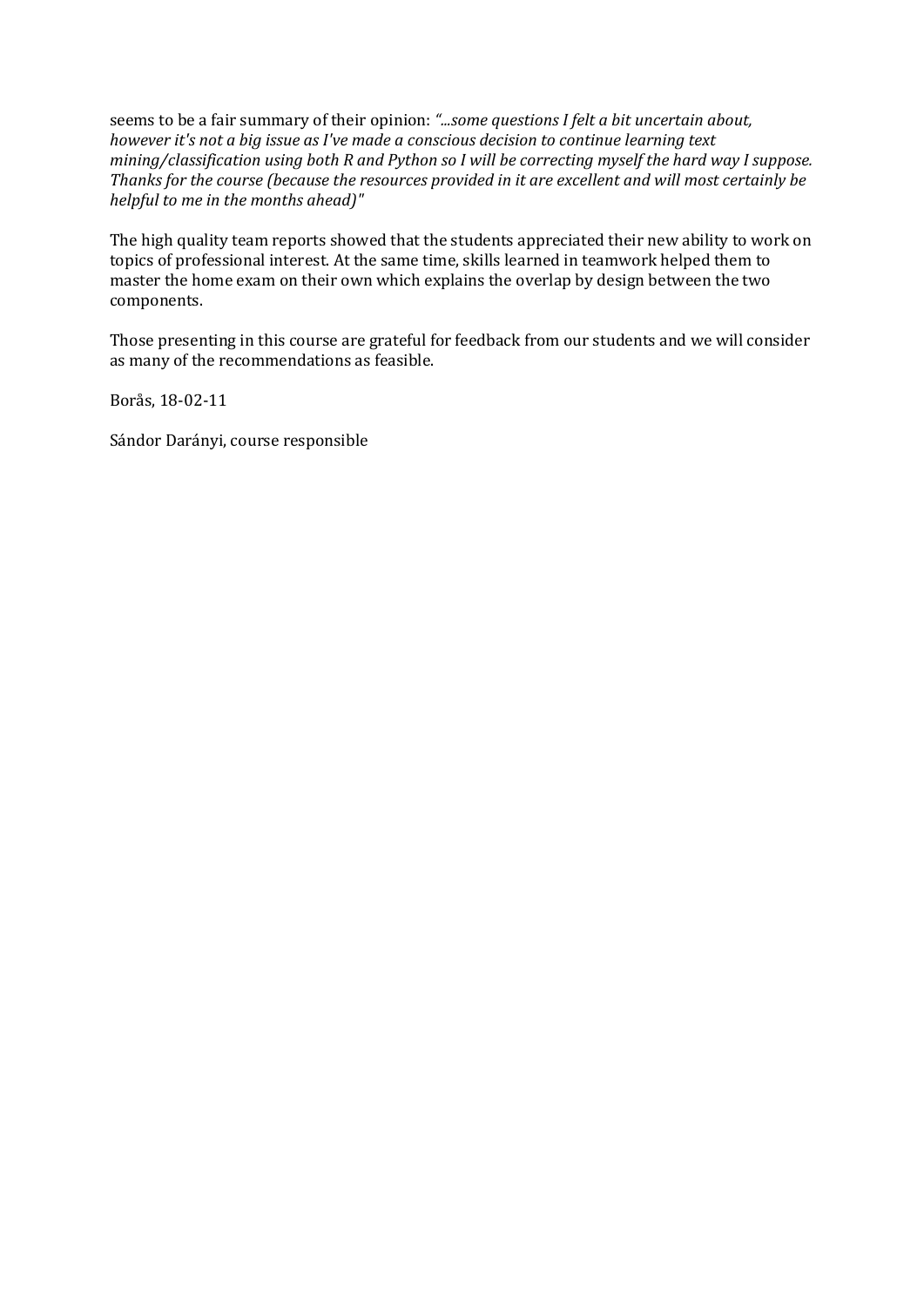seems to be a fair summary of their opinion: *"...some questions I felt a bit uncertain about, however it's not a big issue as I've made a conscious decision to continue learning text mining/classification using both R and Python so I will be correcting myself the hard way I suppose. Thanks for the course (because the resources provided in it are excellent and will most certainly be helpful to me in the months ahead)"*

The high quality team reports showed that the students appreciated their new ability to work on topics of professional interest. At the same time, skills learned in teamwork helped them to master the home exam on their own which explains the overlap by design between the two components.

Those presenting in this course are grateful for feedback from our students and we will consider as many of the recommendations as feasible.

Borås, 18-02-11

Sándor Darányi, course responsible